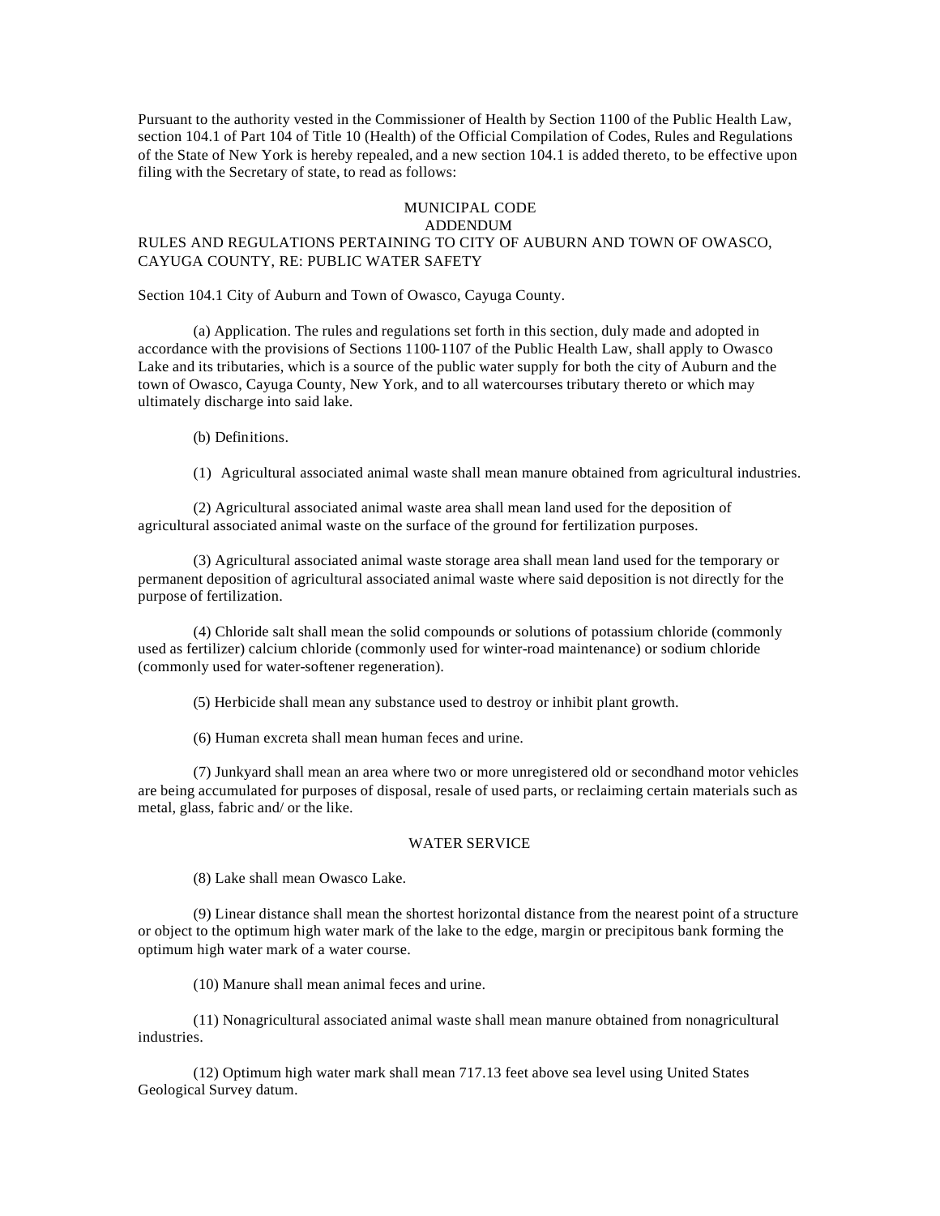Pursuant to the authority vested in the Commissioner of Health by Section 1100 of the Public Health Law, section 104.1 of Part 104 of Title 10 (Health) of the Official Compilation of Codes, Rules and Regulations of the State of New York is hereby repealed, and a new section 104.1 is added thereto, to be effective upon filing with the Secretary of state, to read as follows:

MUNICIPAL CODE

ADDENDUM

RULES AND REGULATIONS PERTAINING TO CITY OF AUBURN AND TOWN OF OWASCO, CAYUGA COUNTY, RE: PUBLIC WATER SAFETY

Section 104.1 City of Auburn and Town of Owasco, Cayuga County.

(a) Application. The rules and regulations set forth in this section, duly made and adopted in accordance with the provisions of Sections 1100-1107 of the Public Health Law, shall apply to Owasco Lake and its tributaries, which is a source of the public water supply for both the city of Auburn and the town of Owasco, Cayuga County, New York, and to all watercourses tributary thereto or which may ultimately discharge into said lake.

(b) Definitions.

(1) Agricultural associated animal waste shall mean manure obtained from agricultural industries.

(2) Agricultural associated animal waste area shall mean land used for the deposition of agricultural associated animal waste on the surface of the ground for fertilization purposes.

(3) Agricultural associated animal waste storage area shall mean land used for the temporary or permanent deposition of agricultural associated animal waste where said deposition is not directly for the purpose of fertilization.

(4) Chloride salt shall mean the solid compounds or solutions of potassium chloride (commonly used as fertilizer) calcium chloride (commonly used for winter-road maintenance) or sodium chloride (commonly used for water-softener regeneration).

(5) Herbicide shall mean any substance used to destroy or inhibit plant growth.

(6) Human excreta shall mean human feces and urine.

(7) Junkyard shall mean an area where two or more unregistered old or secondhand motor vehicles are being accumulated for purposes of disposal, resale of used parts, or reclaiming certain materials such as metal, glass, fabric and/ or the like.

WATER SERVICE

(8) Lake shall mean Owasco Lake.

(9) Linear distance shall mean the shortest horizontal distance from the nearest point of a structure or object to the optimum high water mark of the lake to the edge, margin or precipitous bank forming the optimum high water mark of a water course.

(10) Manure shall mean animal feces and urine.

(11) Nonagricultural associated animal waste shall mean manure obtained from nonagricultural industries.

(12) Optimum high water mark shall mean 717.13 feet above sea level using United States Geological Survey datum.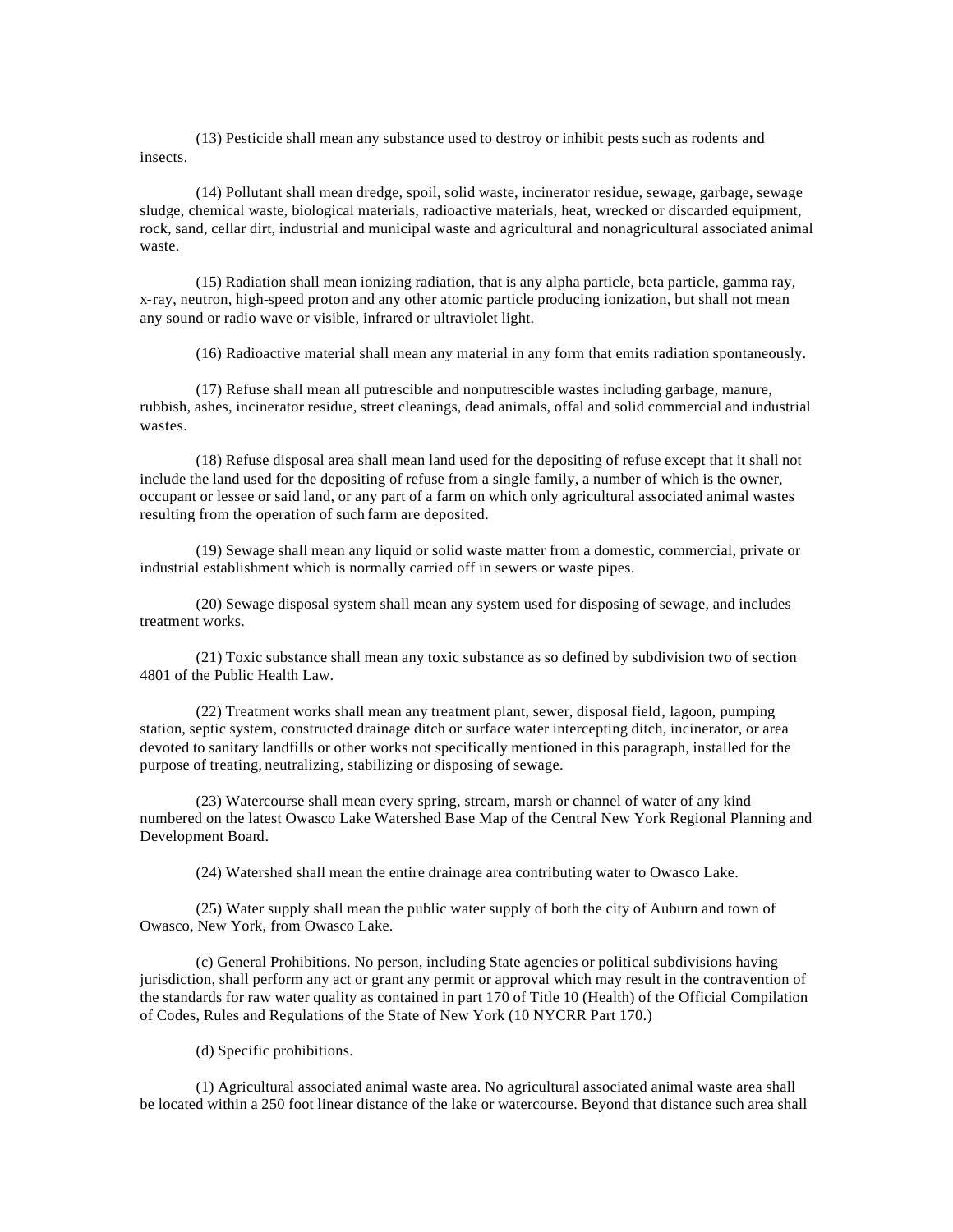(13) Pesticide shall mean any substance used to destroy or inhibit pests such as rodents and insects.

(14) Pollutant shall mean dredge, spoil, solid waste, incinerator residue, sewage, garbage, sewage sludge, chemical waste, biological materials, radioactive materials, heat, wrecked or discarded equipment, rock, sand, cellar dirt, industrial and municipal waste and agricultural and nonagricultural associated animal waste.

(15) Radiation shall mean ionizing radiation, that is any alpha particle, beta particle, gamma ray, x-ray, neutron, high-speed proton and any other atomic particle producing ionization, but shall not mean any sound or radio wave or visible, infrared or ultraviolet light.

(16) Radioactive material shall mean any material in any form that emits radiation spontaneously.

(17) Refuse shall mean all putrescible and nonputrescible wastes including garbage, manure, rubbish, ashes, incinerator residue, street cleanings, dead animals, offal and solid commercial and industrial wastes.

(18) Refuse disposal area shall mean land used for the depositing of refuse except that it shall not include the land used for the depositing of refuse from a single family, a number of which is the owner, occupant or lessee or said land, or any part of a farm on which only agricultural associated animal wastes resulting from the operation of such farm are deposited.

(19) Sewage shall mean any liquid or solid waste matter from a domestic, commercial, private or industrial establishment which is normally carried off in sewers or waste pipes.

(20) Sewage disposal system shall mean any system used for disposing of sewage, and includes treatment works.

(21) Toxic substance shall mean any toxic substance as so defined by subdivision two of section 4801 of the Public Health Law.

(22) Treatment works shall mean any treatment plant, sewer, disposal field, lagoon, pumping station, septic system, constructed drainage ditch or surface water intercepting ditch, incinerator, or area devoted to sanitary landfills or other works not specifically mentioned in this paragraph, installed for the purpose of treating, neutralizing, stabilizing or disposing of sewage.

(23) Watercourse shall mean every spring, stream, marsh or channel of water of any kind numbered on the latest Owasco Lake Watershed Base Map of the Central New York Regional Planning and Development Board.

(24) Watershed shall mean the entire drainage area contributing water to Owasco Lake.

(25) Water supply shall mean the public water supply of both the city of Auburn and town of Owasco, New York, from Owasco Lake.

(c) General Prohibitions. No person, including State agencies or political subdivisions having jurisdiction, shall perform any act or grant any permit or approval which may result in the contravention of the standards for raw water quality as contained in part 170 of Title 10 (Health) of the Official Compilation of Codes, Rules and Regulations of the State of New York (10 NYCRR Part 170.)

(d) Specific prohibitions.

(1) Agricultural associated animal waste area. No agricultural associated animal waste area shall be located within a 250 foot linear distance of the lake or watercourse. Beyond that distance such area shall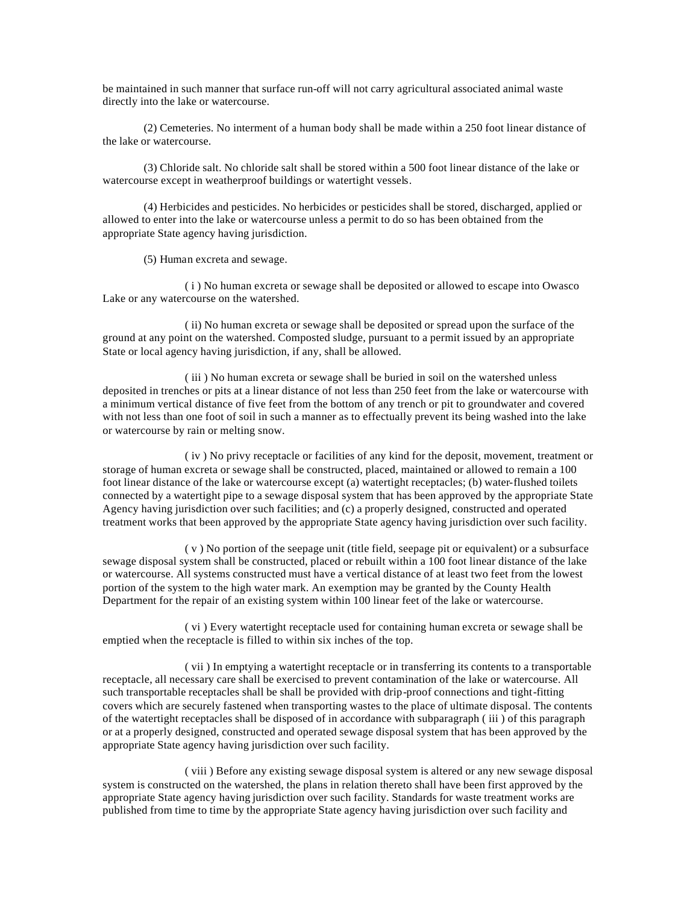be maintained in such manner that surface run-off will not carry agricultural associated animal waste directly into the lake or watercourse.

(2) Cemeteries. No interment of a human body shall be made within a 250 foot linear distance of the lake or watercourse.

(3) Chloride salt. No chloride salt shall be stored within a 500 foot linear distance of the lake or watercourse except in weatherproof buildings or watertight vessels.

(4) Herbicides and pesticides. No herbicides or pesticides shall be stored, discharged, applied or allowed to enter into the lake or watercourse unless a permit to do so has been obtained from the appropriate State agency having jurisdiction.

(5) Human excreta and sewage.

( i ) No human excreta or sewage shall be deposited or allowed to escape into Owasco Lake or any watercourse on the watershed.

( ii) No human excreta or sewage shall be deposited or spread upon the surface of the ground at any point on the watershed. Composted sludge, pursuant to a permit issued by an appropriate State or local agency having jurisdiction, if any, shall be allowed.

( iii ) No human excreta or sewage shall be buried in soil on the watershed unless deposited in trenches or pits at a linear distance of not less than 250 feet from the lake or watercourse with a minimum vertical distance of five feet from the bottom of any trench or pit to groundwater and covered with not less than one foot of soil in such a manner as to effectually prevent its being washed into the lake or watercourse by rain or melting snow.

( iv ) No privy receptacle or facilities of any kind for the deposit, movement, treatment or storage of human excreta or sewage shall be constructed, placed, maintained or allowed to remain a 100 foot linear distance of the lake or watercourse except (a) watertight receptacles; (b) water-flushed toilets connected by a watertight pipe to a sewage disposal system that has been approved by the appropriate State Agency having jurisdiction over such facilities; and (c) a properly designed, constructed and operated treatment works that been approved by the appropriate State agency having jurisdiction over such facility.

( v ) No portion of the seepage unit (title field, seepage pit or equivalent) or a subsurface sewage disposal system shall be constructed, placed or rebuilt within a 100 foot linear distance of the lake or watercourse. All systems constructed must have a vertical distance of at least two feet from the lowest portion of the system to the high water mark. An exemption may be granted by the County Health Department for the repair of an existing system within 100 linear feet of the lake or watercourse.

( vi ) Every watertight receptacle used for containing human excreta or sewage shall be emptied when the receptacle is filled to within six inches of the top.

( vii ) In emptying a watertight receptacle or in transferring its contents to a transportable receptacle, all necessary care shall be exercised to prevent contamination of the lake or watercourse. All such transportable receptacles shall be shall be provided with drip-proof connections and tight-fitting covers which are securely fastened when transporting wastes to the place of ultimate disposal. The contents of the watertight receptacles shall be disposed of in accordance with subparagraph ( iii ) of this paragraph or at a properly designed, constructed and operated sewage disposal system that has been approved by the appropriate State agency having jurisdiction over such facility.

( viii ) Before any existing sewage disposal system is altered or any new sewage disposal system is constructed on the watershed, the plans in relation thereto shall have been first approved by the appropriate State agency having jurisdiction over such facility. Standards for waste treatment works are published from time to time by the appropriate State agency having jurisdiction over such facility and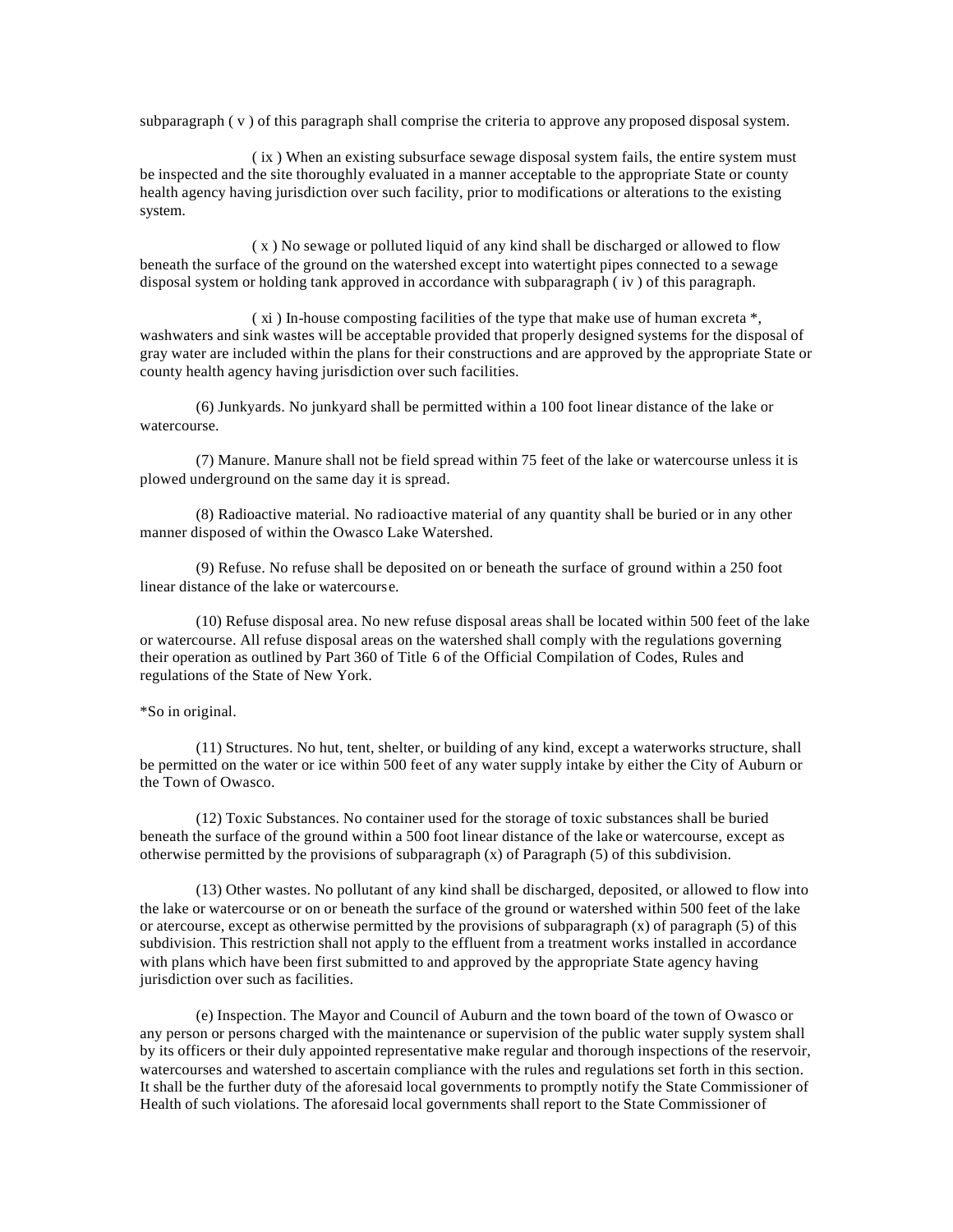subparagraph ( v ) of this paragraph shall comprise the criteria to approve any proposed disposal system.

( ix ) When an existing subsurface sewage disposal system fails, the entire system must be inspected and the site thoroughly evaluated in a manner acceptable to the appropriate State or county health agency having jurisdiction over such facility, prior to modifications or alterations to the existing system.

( x ) No sewage or polluted liquid of any kind shall be discharged or allowed to flow beneath the surface of the ground on the watershed except into watertight pipes connected to a sewage disposal system or holding tank approved in accordance with subparagraph ( iv ) of this paragraph.

( xi ) In-house composting facilities of the type that make use of human excreta *, washwaters and sink wastes will be acceptable provided that properly designed systems for the disposal of gray water are included within the plans for their constructions and are approved by the appropriate State or county health agency having jurisdiction over such facilities.

(6) Junkyards. No junkyard shall be permitted within a 100 foot linear distance of the lake or watercourse.

(7) Manure. Manure shall not be field spread within 75 feet of the lake or watercourse unless it is plowed underground on the same day it is spread.

(8) Radioactive material. No radioactive material of any quantity shall be buried or in any other manner disposed of within the Owasco Lake Watershed.

(9) Refuse. No refuse shall be deposited on or beneath the surface of ground within a 250 foot linear distance of the lake or watercourse.

(10) Refuse disposal area. No new refuse disposal areas shall be located within 500 feet of the lake or watercourse. All refuse disposal areas on the watershed shall comply with the regulations governing their operation as outlined by Part 360 of Title 6 of the Official Compilation of Codes, Rules and regulations of the State of New York.

*So in original.

(11) Structures. No hut, tent, shelter, or building of any kind, except a waterworks structure, shall be permitted on the water or ice within 500 feet of any water supply intake by either the City of Auburn or the Town of Owasco.

(12) Toxic Substances. No container used for the storage of toxic substances shall be buried beneath the surface of the ground within a 500 foot linear distance of the lake or watercourse, except as otherwise permitted by the provisions of subparagraph (x) of Paragraph (5) of this subdivision.

(13) Other wastes. No pollutant of any kind shall be discharged, deposited, or allowed to flow into the lake or watercourse or on or beneath the surface of the ground or watershed within 500 feet of the lake or atercourse, except as otherwise permitted by the provisions of subparagraph (x) of paragraph (5) of this subdivision. This restriction shall not apply to the effluent from a treatment works installed in accordance with plans which have been first submitted to and approved by the appropriate State agency having jurisdiction over such as facilities.

(e) Inspection. The Mayor and Council of Auburn and the town board of the town of Owasco or any person or persons charged with the maintenance or supervision of the public water supply system shall by its officers or their duly appointed representative make regular and thorough inspections of the reservoir, watercourses and watershed to ascertain compliance with the rules and regulations set forth in this section. It shall be the further duty of the aforesaid local governments to promptly notify the State Commissioner of Health of such violations. The aforesaid local governments shall report to the State Commissioner of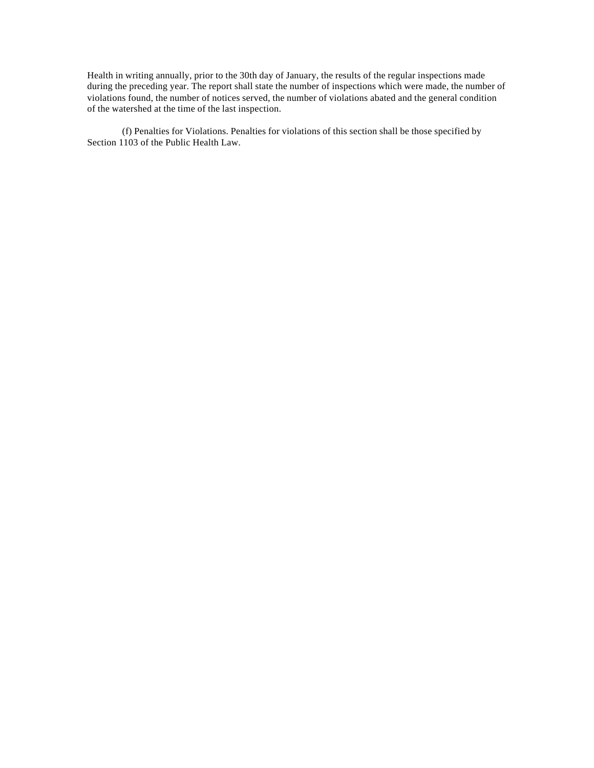Health in writing annually, prior to the 30th day of January, the results of the regular inspections made during the preceding year. The report shall state the number of inspections which were made, the number of violations found, the number of notices served, the number of violations abated and the general condition of the watershed at the time of the last inspection.

(f) Penalties for Violations. Penalties for violations of this section shall be those specified by Section 1103 of the Public Health Law.